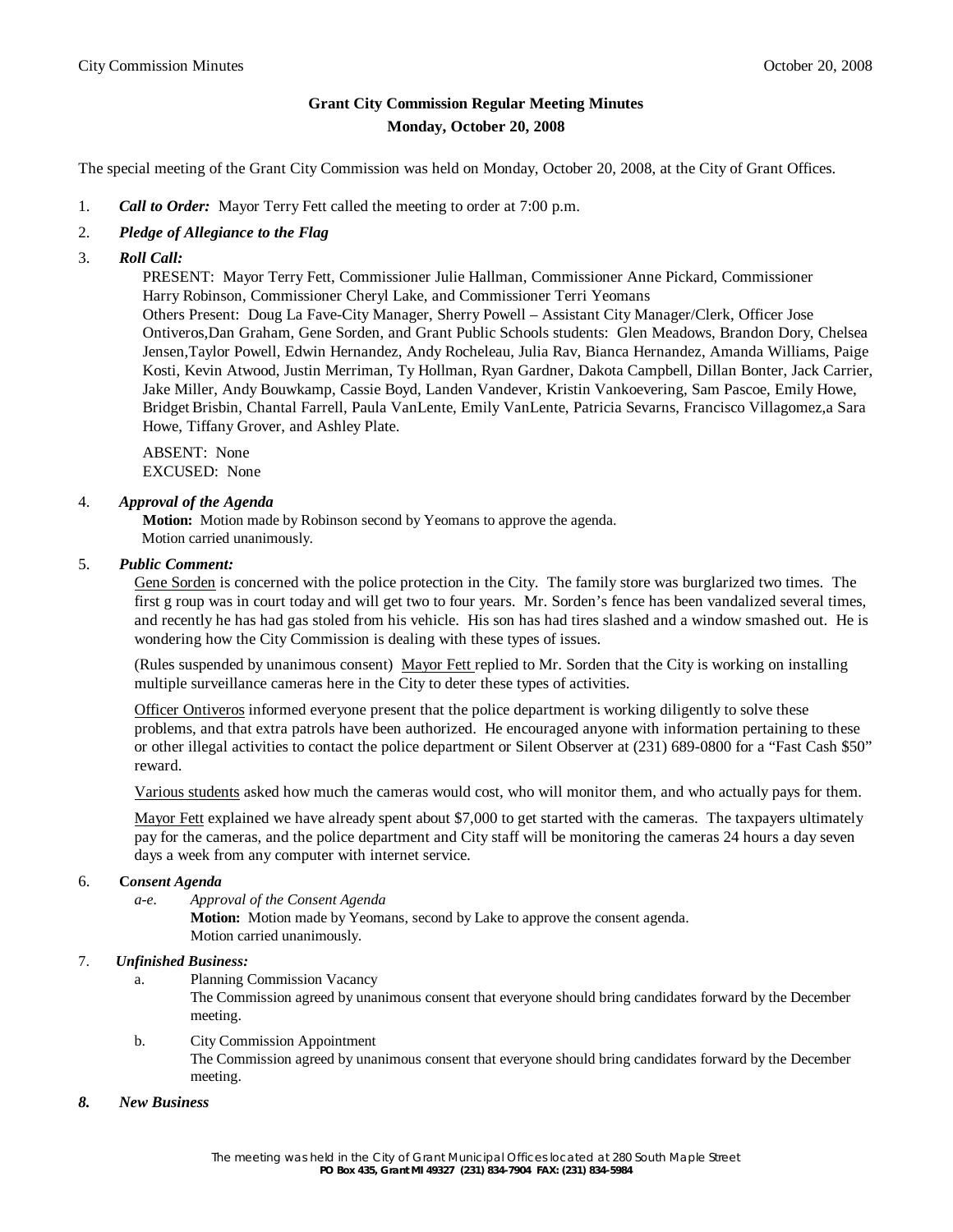**Grant City Commission Regular Meeting Minutes**
**Monday, October 20, 2008**

The special meeting of the Grant City Commission was held on Monday, October 20, 2008, at the City of Grant Offices.

1. ***Call to Order:*** Mayor Terry Fett called the meeting to order at 7:00 p.m.

2. ***Pledge of Allegiance to the Flag***

3. ***Roll Call:***

   PRESENT: Mayor Terry Fett, Commissioner Julie Hallman, Commissioner Anne Pickard, Commissioner Harry Robinson, Commissioner Cheryl Lake, and Commissioner Terri Yeomans
   Others Present: Doug La Fave-City Manager, Sherry Powell – Assistant City Manager/Clerk, Officer Jose Ontiveros,Dan Graham, Gene Sorden, and Grant Public Schools students: Glen Meadows, Brandon Dory, Chelsea Jensen,Taylor Powell, Edwin Hernandez, Andy Rocheleau, Julia Rav, Bianca Hernandez, Amanda Williams, Paige Kosti, Kevin Atwood, Justin Merriman, Ty Hollman, Ryan Gardner, Dakota Campbell, Dillan Bonter, Jack Carrier, Jake Miller, Andy Bouwkamp, Cassie Boyd, Landen Vandever, Kristin Vankoevering, Sam Pascoe, Emily Howe, Bridget Brisbin, Chantal Farrell, Paula VanLente, Emily VanLente, Patricia Sevarns, Francisco Villagomez,a Sara Howe, Tiffany Grover, and Ashley Plate.

   ABSENT: None
   EXCUSED: None

4. ***Approval of the Agenda***

   **Motion:** Motion made by Robinson second by Yeomans to approve the agenda.
   Motion carried unanimously.

5. ***Public Comment:***

   Gene Sorden is concerned with the police protection in the City. The family store was burglarized two times. The first g roup was in court today and will get two to four years. Mr. Sorden's fence has been vandalized several times, and recently he has had gas stoled from his vehicle. His son has had tires slashed and a window smashed out. He is wondering how the City Commission is dealing with these types of issues.

   (Rules suspended by unanimous consent) Mayor Fett replied to Mr. Sorden that the City is working on installing multiple surveillance cameras here in the City to deter these types of activities.

   Officer Ontiveros informed everyone present that the police department is working diligently to solve these problems, and that extra patrols have been authorized. He encouraged anyone with information pertaining to these or other illegal activities to contact the police department or Silent Observer at (231) 689-0800 for a "Fast Cash $50" reward.

   Various students asked how much the cameras would cost, who will monitor them, and who actually pays for them.

   Mayor Fett explained we have already spent about $7,000 to get started with the cameras. The taxpayers ultimately pay for the cameras, and the police department and City staff will be monitoring the cameras 24 hours a day seven days a week from any computer with internet service.

6. ***Consent Agenda***

   *a-e. Approval of the Consent Agenda*
   **Motion:** Motion made by Yeomans, second by Lake to approve the consent agenda.
   Motion carried unanimously.

7. ***Unfinished Business:***

   a. Planning Commission Vacancy
   The Commission agreed by unanimous consent that everyone should bring candidates forward by the December meeting.

   b. City Commission Appointment
   The Commission agreed by unanimous consent that everyone should bring candidates forward by the December meeting.

8. ***New Business***

The meeting was held in the City of Grant Municipal Offices located at 280 South Maple Street
**PO Box 435, Grant MI 49327 (231) 834-7904 FAX: (231) 834-5984**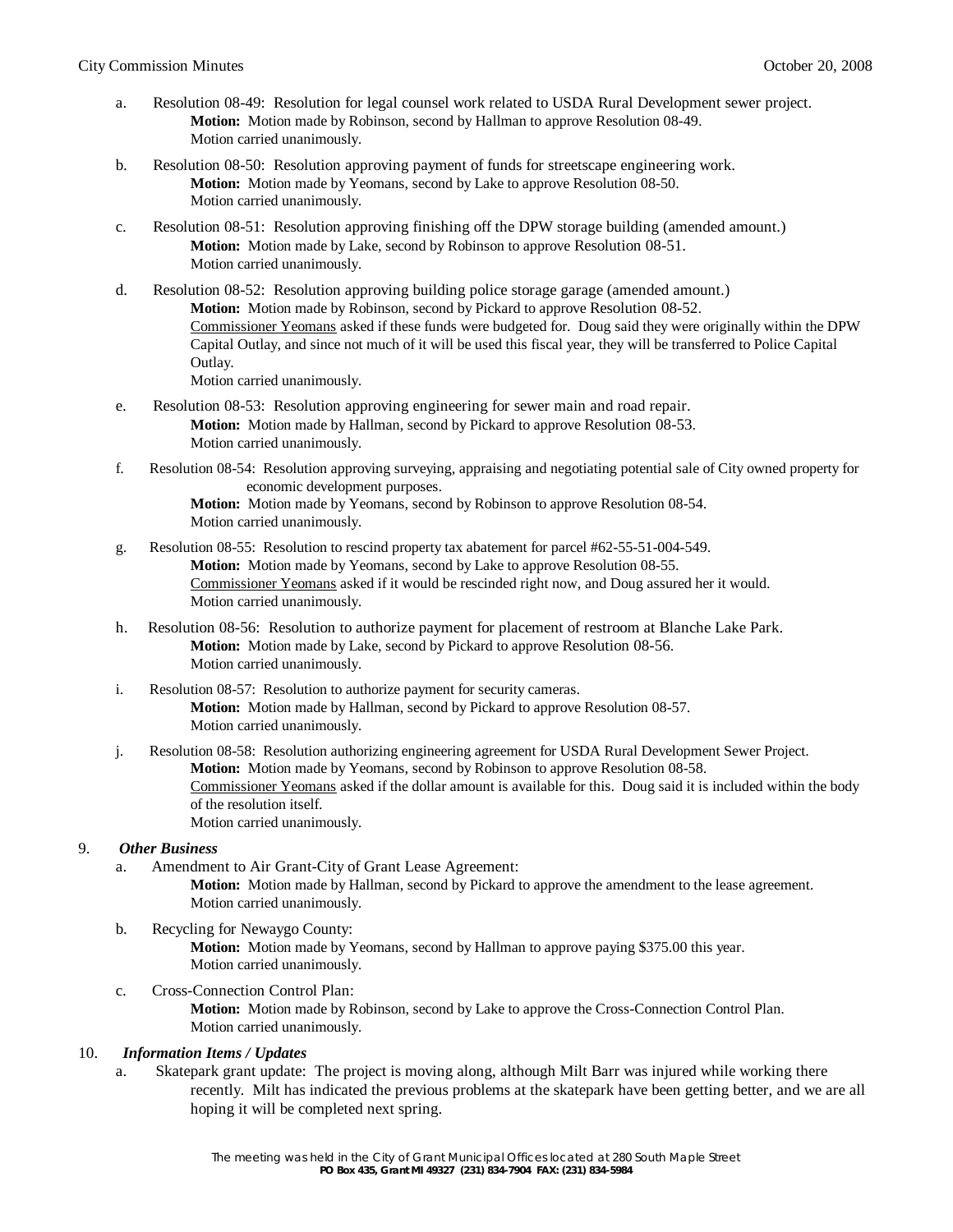a. Resolution 08-49: Resolution for legal counsel work related to USDA Rural Development sewer project.
   **Motion:** Motion made by Robinson, second by Hallman to approve Resolution 08-49.
   Motion carried unanimously.

b. Resolution 08-50: Resolution approving payment of funds for streetscape engineering work.
   **Motion:** Motion made by Yeomans, second by Lake to approve Resolution 08-50.
   Motion carried unanimously.

c. Resolution 08-51: Resolution approving finishing off the DPW storage building (amended amount.)
   **Motion:** Motion made by Lake, second by Robinson to approve Resolution 08-51.
   Motion carried unanimously.

d. Resolution 08-52: Resolution approving building police storage garage (amended amount.)
   **Motion:** Motion made by Robinson, second by Pickard to approve Resolution 08-52.
   Commissioner Yeomans asked if these funds were budgeted for. Doug said they were originally within the DPW Capital Outlay, and since not much of it will be used this fiscal year, they will be transferred to Police Capital Outlay.
   Motion carried unanimously.

e. Resolution 08-53: Resolution approving engineering for sewer main and road repair.
   **Motion:** Motion made by Hallman, second by Pickard to approve Resolution 08-53.
   Motion carried unanimously.

f. Resolution 08-54: Resolution approving surveying, appraising and negotiating potential sale of City owned property for economic development purposes.
   **Motion:** Motion made by Yeomans, second by Robinson to approve Resolution 08-54.
   Motion carried unanimously.

g. Resolution 08-55: Resolution to rescind property tax abatement for parcel #62-55-51-004-549.
   **Motion:** Motion made by Yeomans, second by Lake to approve Resolution 08-55.
   Commissioner Yeomans asked if it would be rescinded right now, and Doug assured her it would.
   Motion carried unanimously.

h. Resolution 08-56: Resolution to authorize payment for placement of restroom at Blanche Lake Park.
   **Motion:** Motion made by Lake, second by Pickard to approve Resolution 08-56.
   Motion carried unanimously.

i. Resolution 08-57: Resolution to authorize payment for security cameras.
   **Motion:** Motion made by Hallman, second by Pickard to approve Resolution 08-57.
   Motion carried unanimously.

j. Resolution 08-58: Resolution authorizing engineering agreement for USDA Rural Development Sewer Project.
   **Motion:** Motion made by Yeomans, second by Robinson to approve Resolution 08-58.
   Commissioner Yeomans asked if the dollar amount is available for this. Doug said it is included within the body of the resolution itself.
   Motion carried unanimously.

9. ***Other Business***

a. Amendment to Air Grant-City of Grant Lease Agreement:
   **Motion:** Motion made by Hallman, second by Pickard to approve the amendment to the lease agreement.
   Motion carried unanimously.

b. Recycling for Newaygo County:
   **Motion:** Motion made by Yeomans, second by Hallman to approve paying $375.00 this year.
   Motion carried unanimously.

c. Cross-Connection Control Plan:
   **Motion:** Motion made by Robinson, second by Lake to approve the Cross-Connection Control Plan.
   Motion carried unanimously.

10. ***Information Items / Updates***

a. Skatepark grant update: The project is moving along, although Milt Barr was injured while working there recently. Milt has indicated the previous problems at the skatepark have been getting better, and we are all hoping it will be completed next spring.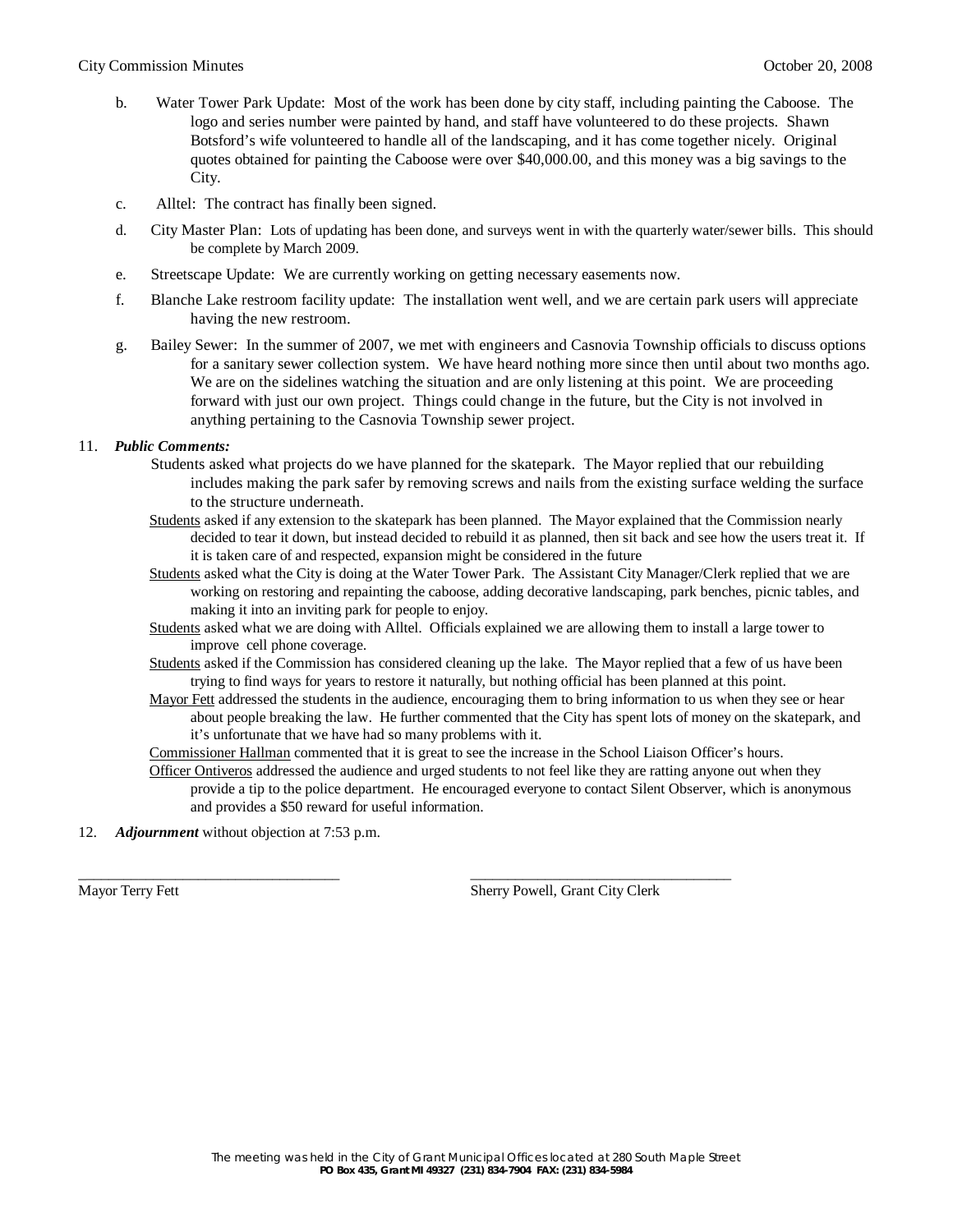b. Water Tower Park Update: Most of the work has been done by city staff, including painting the Caboose. The logo and series number were painted by hand, and staff have volunteered to do these projects. Shawn Botsford's wife volunteered to handle all of the landscaping, and it has come together nicely. Original quotes obtained for painting the Caboose were over $40,000.00, and this money was a big savings to the City.

c. Alltel: The contract has finally been signed.

d. City Master Plan: Lots of updating has been done, and surveys went in with the quarterly water/sewer bills. This should be complete by March 2009.

e. Streetscape Update: We are currently working on getting necessary easements now.

f. Blanche Lake restroom facility update: The installation went well, and we are certain park users will appreciate having the new restroom.

g. Bailey Sewer: In the summer of 2007, we met with engineers and Casnovia Township officials to discuss options for a sanitary sewer collection system. We have heard nothing more since then until about two months ago. We are on the sidelines watching the situation and are only listening at this point. We are proceeding forward with just our own project. Things could change in the future, but the City is not involved in anything pertaining to the Casnovia Township sewer project.

11. ***Public Comments:***

Students asked what projects do we have planned for the skatepark. The Mayor replied that our rebuilding includes making the park safer by removing screws and nails from the existing surface welding the surface to the structure underneath.

Students asked if any extension to the skatepark has been planned. The Mayor explained that the Commission nearly decided to tear it down, but instead decided to rebuild it as planned, then sit back and see how the users treat it. If it is taken care of and respected, expansion might be considered in the future

Students asked what the City is doing at the Water Tower Park. The Assistant City Manager/Clerk replied that we are working on restoring and repainting the caboose, adding decorative landscaping, park benches, picnic tables, and making it into an inviting park for people to enjoy.

Students asked what we are doing with Alltel. Officials explained we are allowing them to install a large tower to improve cell phone coverage.

Students asked if the Commission has considered cleaning up the lake. The Mayor replied that a few of us have been trying to find ways for years to restore it naturally, but nothing official has been planned at this point.

Mayor Fett addressed the students in the audience, encouraging them to bring information to us when they see or hear about people breaking the law. He further commented that the City has spent lots of money on the skatepark, and it's unfortunate that we have had so many problems with it.

Commissioner Hallman commented that it is great to see the increase in the School Liaison Officer's hours.

Officer Ontiveros addressed the audience and urged students to not feel like they are ratting anyone out when they provide a tip to the police department. He encouraged everyone to contact Silent Observer, which is anonymous and provides a $50 reward for useful information.

12. ***Adjournment*** without objection at 7:53 p.m.

___________________________________ ___________________________________

Mayor Terry Fett Sherry Powell, Grant City Clerk

The meeting was held in the City of Grant Municipal Offices located at 280 South Maple Street

**PO Box 435, Grant MI 49327 (231) 834-7904 FAX: (231) 834-5984**